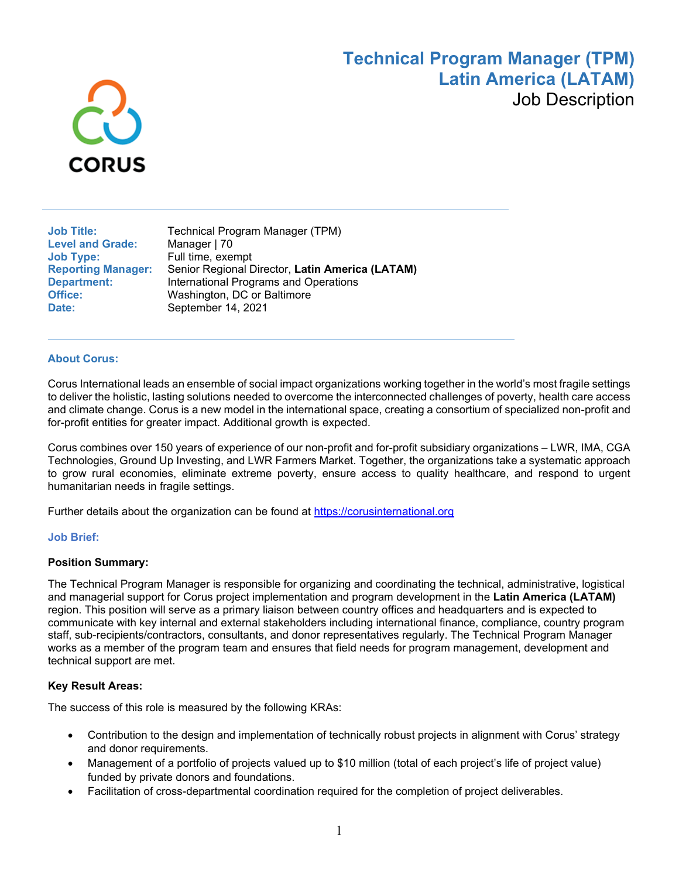CORUS

# Technical Program Manager (TPM)
# Latin America (LATAM)
## Job Description

---

**Job Title:** Technical Program Manager (TPM)
**Level and Grade:** Manager | 70
**Job Type:** Full time, exempt
**Reporting Manager:** Senior Regional Director, **Latin America (LATAM)**
**Department:** International Programs and Operations
**Office:** Washington, DC or Baltimore
**Date:** September 14, 2021

---

### About Corus:

Corus International leads an ensemble of social impact organizations working together in the world's most fragile settings to deliver the holistic, lasting solutions needed to overcome the interconnected challenges of poverty, health care access and climate change. Corus is a new model in the international space, creating a consortium of specialized non-profit and for-profit entities for greater impact. Additional growth is expected.

Corus combines over 150 years of experience of our non-profit and for-profit subsidiary organizations – LWR, IMA, CGA Technologies, Ground Up Investing, and LWR Farmers Market. Together, the organizations take a systematic approach to grow rural economies, eliminate extreme poverty, ensure access to quality healthcare, and respond to urgent humanitarian needs in fragile settings.

Further details about the organization can be found at https://corusinternational.org

### Job Brief:

**Position Summary:**

The Technical Program Manager is responsible for organizing and coordinating the technical, administrative, logistical and managerial support for Corus project implementation and program development in the **Latin America (LATAM)** region. This position will serve as a primary liaison between country offices and headquarters and is expected to communicate with key internal and external stakeholders including international finance, compliance, country program staff, sub-recipients/contractors, consultants, and donor representatives regularly. The Technical Program Manager works as a member of the program team and ensures that field needs for program management, development and technical support are met.

**Key Result Areas:**

The success of this role is measured by the following KRAs:

- Contribution to the design and implementation of technically robust projects in alignment with Corus' strategy and donor requirements.
- Management of a portfolio of projects valued up to $10 million (total of each project's life of project value) funded by private donors and foundations.
- Facilitation of cross-departmental coordination required for the completion of project deliverables.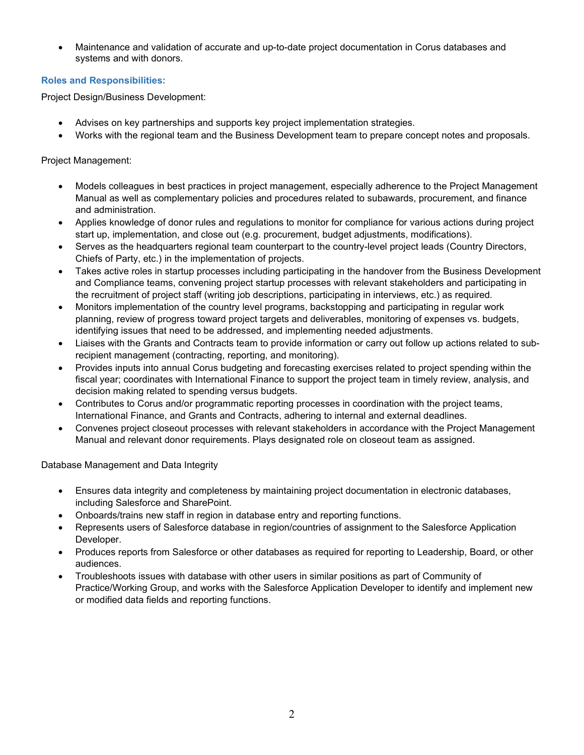- Maintenance and validation of accurate and up-to-date project documentation in Corus databases and systems and with donors.

### Roles and Responsibilities:

Project Design/Business Development:

- Advises on key partnerships and supports key project implementation strategies.
- Works with the regional team and the Business Development team to prepare concept notes and proposals.

Project Management:

- Models colleagues in best practices in project management, especially adherence to the Project Management Manual as well as complementary policies and procedures related to subawards, procurement, and finance and administration.
- Applies knowledge of donor rules and regulations to monitor for compliance for various actions during project start up, implementation, and close out (e.g. procurement, budget adjustments, modifications).
- Serves as the headquarters regional team counterpart to the country-level project leads (Country Directors, Chiefs of Party, etc.) in the implementation of projects.
- Takes active roles in startup processes including participating in the handover from the Business Development and Compliance teams, convening project startup processes with relevant stakeholders and participating in the recruitment of project staff (writing job descriptions, participating in interviews, etc.) as required.
- Monitors implementation of the country level programs, backstopping and participating in regular work planning, review of progress toward project targets and deliverables, monitoring of expenses vs. budgets, identifying issues that need to be addressed, and implementing needed adjustments.
- Liaises with the Grants and Contracts team to provide information or carry out follow up actions related to sub-recipient management (contracting, reporting, and monitoring).
- Provides inputs into annual Corus budgeting and forecasting exercises related to project spending within the fiscal year; coordinates with International Finance to support the project team in timely review, analysis, and decision making related to spending versus budgets.
- Contributes to Corus and/or programmatic reporting processes in coordination with the project teams, International Finance, and Grants and Contracts, adhering to internal and external deadlines.
- Convenes project closeout processes with relevant stakeholders in accordance with the Project Management Manual and relevant donor requirements. Plays designated role on closeout team as assigned.

Database Management and Data Integrity

- Ensures data integrity and completeness by maintaining project documentation in electronic databases, including Salesforce and SharePoint.
- Onboards/trains new staff in region in database entry and reporting functions.
- Represents users of Salesforce database in region/countries of assignment to the Salesforce Application Developer.
- Produces reports from Salesforce or other databases as required for reporting to Leadership, Board, or other audiences.
- Troubleshoots issues with database with other users in similar positions as part of Community of Practice/Working Group, and works with the Salesforce Application Developer to identify and implement new or modified data fields and reporting functions.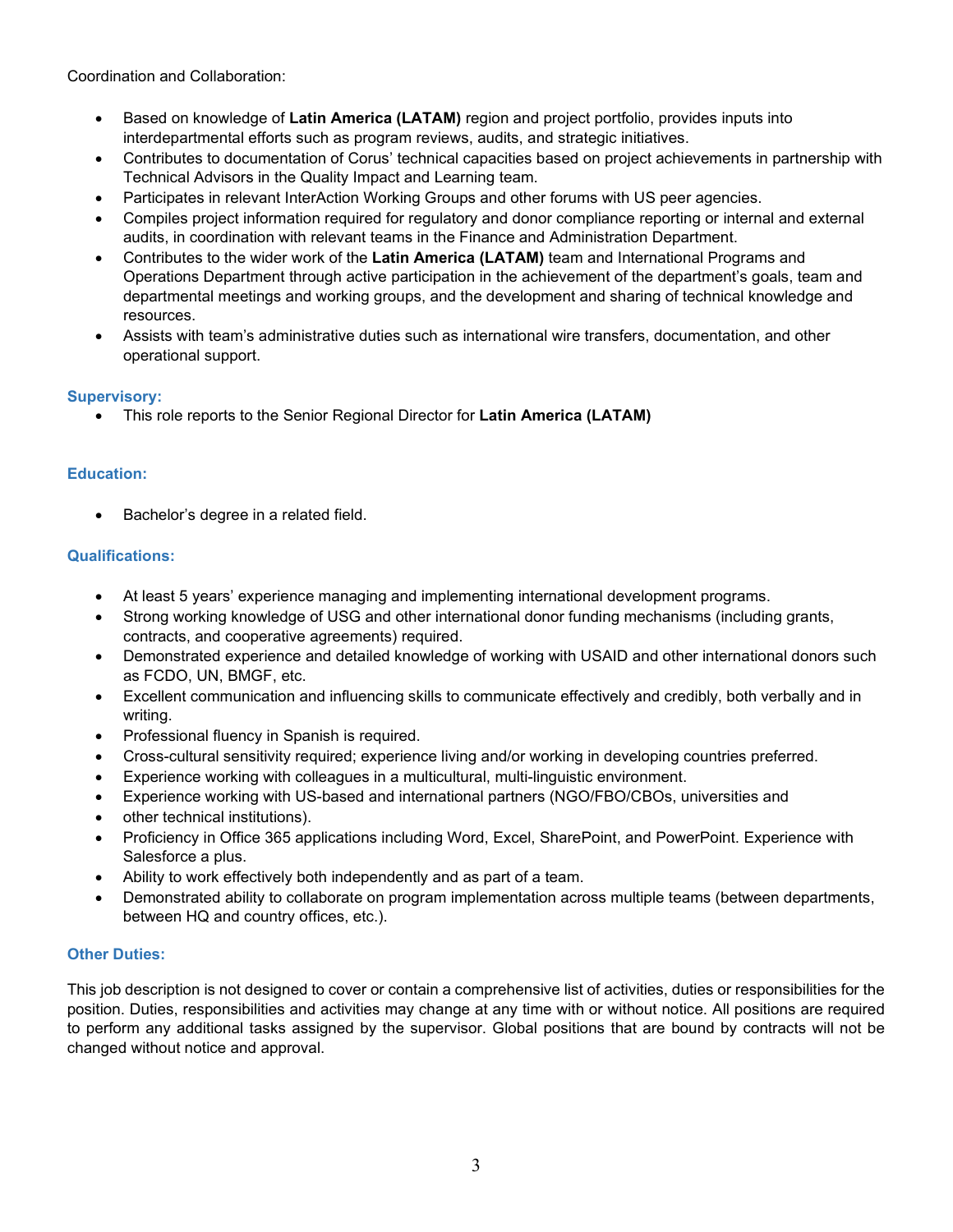Coordination and Collaboration:

- Based on knowledge of **Latin America (LATAM)** region and project portfolio, provides inputs into interdepartmental efforts such as program reviews, audits, and strategic initiatives.
- Contributes to documentation of Corus' technical capacities based on project achievements in partnership with Technical Advisors in the Quality Impact and Learning team.
- Participates in relevant InterAction Working Groups and other forums with US peer agencies.
- Compiles project information required for regulatory and donor compliance reporting or internal and external audits, in coordination with relevant teams in the Finance and Administration Department.
- Contributes to the wider work of the **Latin America (LATAM)** team and International Programs and Operations Department through active participation in the achievement of the department's goals, team and departmental meetings and working groups, and the development and sharing of technical knowledge and resources.
- Assists with team's administrative duties such as international wire transfers, documentation, and other operational support.

### Supervisory:

- This role reports to the Senior Regional Director for **Latin America (LATAM)**

### Education:

- Bachelor's degree in a related field.

### Qualifications:

- At least 5 years' experience managing and implementing international development programs.
- Strong working knowledge of USG and other international donor funding mechanisms (including grants, contracts, and cooperative agreements) required.
- Demonstrated experience and detailed knowledge of working with USAID and other international donors such as FCDO, UN, BMGF, etc.
- Excellent communication and influencing skills to communicate effectively and credibly, both verbally and in writing.
- Professional fluency in Spanish is required.
- Cross-cultural sensitivity required; experience living and/or working in developing countries preferred.
- Experience working with colleagues in a multicultural, multi-linguistic environment.
- Experience working with US-based and international partners (NGO/FBO/CBOs, universities and
- other technical institutions).
- Proficiency in Office 365 applications including Word, Excel, SharePoint, and PowerPoint. Experience with Salesforce a plus.
- Ability to work effectively both independently and as part of a team.
- Demonstrated ability to collaborate on program implementation across multiple teams (between departments, between HQ and country offices, etc.).

### Other Duties:

This job description is not designed to cover or contain a comprehensive list of activities, duties or responsibilities for the position. Duties, responsibilities and activities may change at any time with or without notice. All positions are required to perform any additional tasks assigned by the supervisor. Global positions that are bound by contracts will not be changed without notice and approval.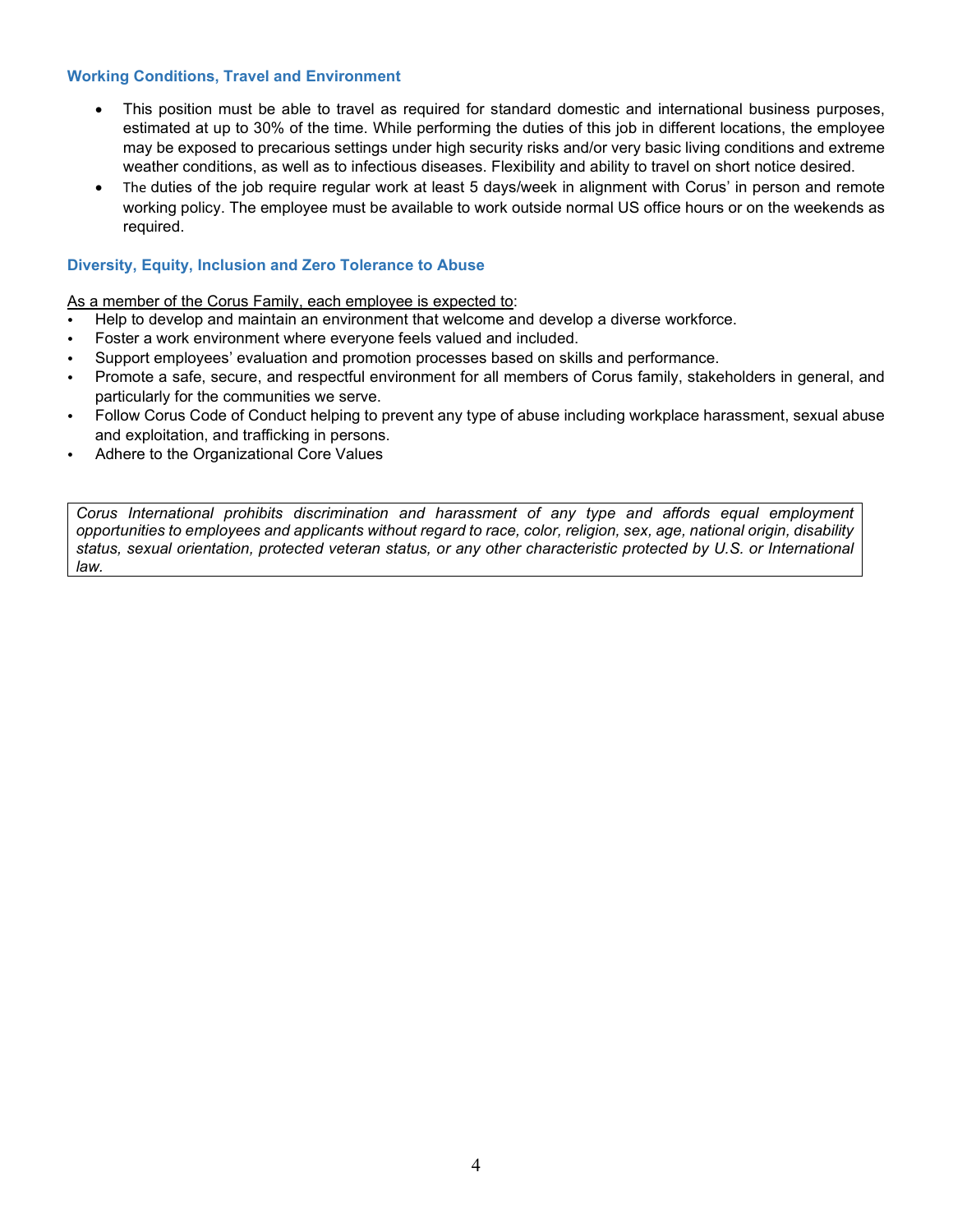### Working Conditions, Travel and Environment

- This position must be able to travel as required for standard domestic and international business purposes, estimated at up to 30% of the time. While performing the duties of this job in different locations, the employee may be exposed to precarious settings under high security risks and/or very basic living conditions and extreme weather conditions, as well as to infectious diseases. Flexibility and ability to travel on short notice desired.
- The duties of the job require regular work at least 5 days/week in alignment with Corus' in person and remote working policy. The employee must be available to work outside normal US office hours or on the weekends as required.

### Diversity, Equity, Inclusion and Zero Tolerance to Abuse

As a member of the Corus Family, each employee is expected to:

- Help to develop and maintain an environment that welcome and develop a diverse workforce.
- Foster a work environment where everyone feels valued and included.
- Support employees' evaluation and promotion processes based on skills and performance.
- Promote a safe, secure, and respectful environment for all members of Corus family, stakeholders in general, and particularly for the communities we serve.
- Follow Corus Code of Conduct helping to prevent any type of abuse including workplace harassment, sexual abuse and exploitation, and trafficking in persons.
- Adhere to the Organizational Core Values

*Corus International prohibits discrimination and harassment of any type and affords equal employment opportunities to employees and applicants without regard to race, color, religion, sex, age, national origin, disability status, sexual orientation, protected veteran status, or any other characteristic protected by U.S. or International law.*